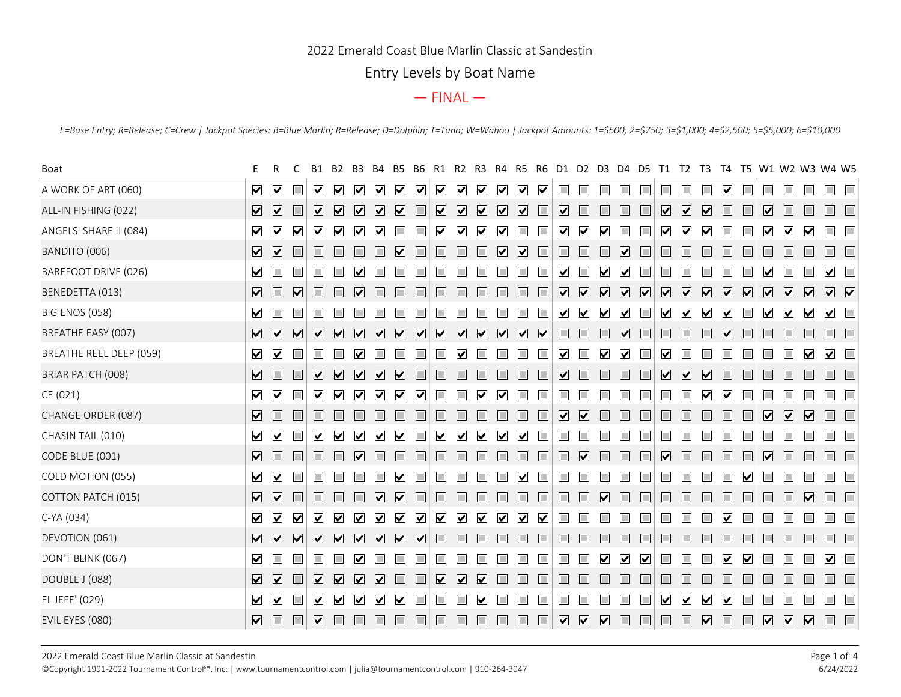# 2022 Emerald Coast Blue Marlin Classic at Sandestin

## Entry Levels by Boat Name

### — FINAL —

*E=Base Entry; R=Release; C=Crew | Jackpot Species: B=Blue Marlin; R=Release; D=Dolphin; T=Tuna; W=Wahoo | Jackpot Amounts: 1=$500; 2=$750; 3=$1,000; 4=$2,500; 5=$5,000; 6=$10,000*

| Boat | E | R | C | B1 | B2 | B3 | B4 | B5 | B6 | R1 | R2 | R3 | R4 | R5 | R6 | D1 | D2 | D3 | D4 | D5 | T1 | T2 | T3 | T4 | T5 | W1 | W2 | W3 | W4 | W5 |
|---|---|---|---|---|---|---|---|---|---|---|---|---|---|---|---|---|---|---|---|---|---|---|---|---|---|---|---|---|---|---|
| A WORK OF ART (060) | ✓ | ✓ | | ✓ | ✓ | ✓ | ✓ | ✓ | ✓ | ✓ | ✓ | ✓ | ✓ | ✓ | ✓ | | | | | | | | | ✓ | | | | | | |
| ALL-IN FISHING (022) | ✓ | ✓ | | ✓ | ✓ | ✓ | ✓ | ✓ | | ✓ | ✓ | ✓ | ✓ | ✓ | | ✓ | | | | | ✓ | ✓ | ✓ | | | ✓ | | | | |
| ANGELS' SHARE II (084) | ✓ | ✓ | ✓ | ✓ | ✓ | ✓ | ✓ | | | ✓ | ✓ | ✓ | ✓ | | | ✓ | ✓ | ✓ | | | ✓ | ✓ | ✓ | | | ✓ | ✓ | ✓ | | |
| BANDITO (006) | ✓ | ✓ | | | | | | ✓ | | | | | ✓ | ✓ | | | | | ✓ | | | | | | | | | | | |
| BAREFOOT DRIVE (026) | ✓ | | | | | ✓ | | | | | | | | | | ✓ | | ✓ | ✓ | | | | | | | ✓ | | | ✓ | |
| BENEDETTA (013) | ✓ | | ✓ | | | ✓ | | | | | | | | | | ✓ | ✓ | ✓ | ✓ | ✓ | ✓ | ✓ | ✓ | ✓ | ✓ | ✓ | ✓ | ✓ | ✓ | ✓ |
| BIG ENOS (058) | ✓ | | | | | | | | | | | | | | | ✓ | ✓ | ✓ | ✓ | | ✓ | ✓ | ✓ | ✓ | | ✓ | ✓ | ✓ | ✓ | |
| BREATHE EASY (007) | ✓ | ✓ | ✓ | ✓ | ✓ | ✓ | ✓ | ✓ | ✓ | ✓ | ✓ | ✓ | ✓ | ✓ | ✓ | | | | ✓ | | | | | ✓ | | | | | | |
| BREATHE REEL DEEP (059) | ✓ | ✓ | | | | ✓ | | | | | ✓ | | | | | ✓ | | ✓ | ✓ | | ✓ | | | | | | | ✓ | ✓ | |
| BRIAR PATCH (008) | ✓ | | | ✓ | ✓ | ✓ | ✓ | ✓ | | | | | | | | ✓ | | | | | ✓ | ✓ | ✓ | | | | | | | |
| CE (021) | ✓ | ✓ | | ✓ | ✓ | ✓ | ✓ | ✓ | ✓ | | | ✓ | ✓ | | | | | | | | | | ✓ | ✓ | | | | | | |
| CHANGE ORDER (087) | ✓ | | | | | | | | | | | | | | | ✓ | ✓ | | | | | | | | | ✓ | ✓ | ✓ | | |
| CHASIN TAIL (010) | ✓ | ✓ | | ✓ | ✓ | ✓ | ✓ | ✓ | | ✓ | ✓ | ✓ | ✓ | ✓ | | | | | | | | | | | | | | | | |
| CODE BLUE (001) | ✓ | | | | | ✓ | | | | | | | | | | | ✓ | | | | ✓ | | | | | ✓ | | | | |
| COLD MOTION (055) | ✓ | ✓ | | | | | | ✓ | | | | | | ✓ | | | | | | | | | | | ✓ | | | | | |
| COTTON PATCH (015) | ✓ | ✓ | | | | | ✓ | ✓ | | | | | | | | | | ✓ | | | | | | | | | | ✓ | | |
| C-YA (034) | ✓ | ✓ | ✓ | ✓ | ✓ | ✓ | ✓ | ✓ | ✓ | ✓ | ✓ | ✓ | ✓ | ✓ | ✓ | | | | | | | | | ✓ | | | | | | |
| DEVOTION (061) | ✓ | ✓ | ✓ | ✓ | ✓ | ✓ | ✓ | ✓ | ✓ | | | | | | | | | | | | | | | | | | | | | |
| DON'T BLINK (067) | ✓ | | | | | ✓ | | | | | | | | | | | | ✓ | ✓ | ✓ | | | | ✓ | ✓ | | | | ✓ | |
| DOUBLE J (088) | ✓ | ✓ | | ✓ | ✓ | ✓ | ✓ | | | ✓ | ✓ | ✓ | | | | | | | | | | | | | | | | | | |
| EL JEFE' (029) | ✓ | ✓ | | ✓ | ✓ | ✓ | ✓ | ✓ | | | | ✓ | | | | | | | | | ✓ | ✓ | ✓ | ✓ | | | | | | |
| EVIL EYES (080) | ✓ | | | ✓ | | | | | | | | | | | | ✓ | ✓ | ✓ | | | | | ✓ | | | ✓ | ✓ | ✓ | | |

2022 Emerald Coast Blue Marlin Classic at Sandestin
©Copyright 1991-2022 Tournament Control℠, Inc. | www.tournamentcontrol.com | julia@tournamentcontrol.com | 910-264-3947
6/24/2022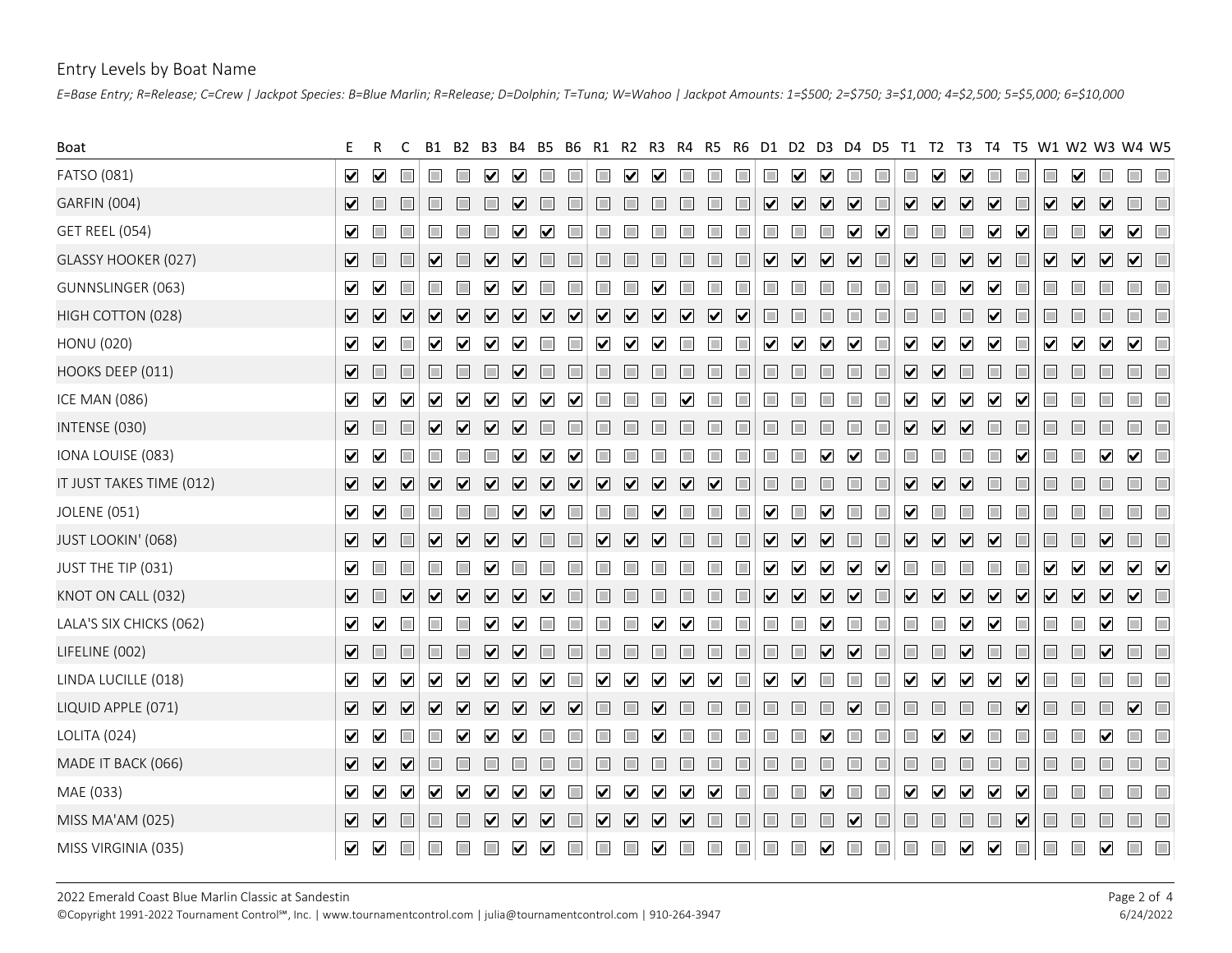## Entry Levels by Boat Name

*E=Base Entry; R=Release; C=Crew | Jackpot Species: B=Blue Marlin; R=Release; D=Dolphin; T=Tuna; W=Wahoo | Jackpot Amounts: 1=$500; 2=$750; 3=$1,000; 4=$2,500; 5=$5,000; 6=$10,000*

| Boat | E | R | C | B1 | B2 | B3 | B4 | B5 | B6 | R1 | R2 | R3 | R4 | R5 | R6 | D1 | D2 | D3 | D4 | D5 | T1 | T2 | T3 | T4 | T5 | W1 | W2 | W3 | W4 | W5 |
|---|---|---|---|---|---|---|---|---|---|---|---|---|---|---|---|---|---|---|---|---|---|---|---|---|---|---|---|---|---|---|
| FATSO (081) | ✔ | ✔ | | | | ✔ | ✔ | | | | ✔ | ✔ | | | | | ✔ | ✔ | | | | ✔ | ✔ | | | | ✔ | | | |
| GARFIN (004) | ✔ | | | | | | ✔ | | | | | | | | | ✔ | ✔ | ✔ | ✔ | | ✔ | ✔ | ✔ | ✔ | | ✔ | ✔ | ✔ | | |
| GET REEL (054) | ✔ | | | | | | ✔ | ✔ | | | | | | | | | | | ✔ | ✔ | | | | ✔ | ✔ | | | ✔ | ✔ | |
| GLASSY HOOKER (027) | ✔ | | | ✔ | | ✔ | ✔ | | | | | | | | | ✔ | ✔ | ✔ | ✔ | | ✔ | | ✔ | ✔ | | ✔ | ✔ | ✔ | ✔ | |
| GUNNSLINGER (063) | ✔ | ✔ | | | | ✔ | ✔ | | | | | ✔ | | | | | | | | | | | ✔ | ✔ | | | | | | |
| HIGH COTTON (028) | ✔ | ✔ | ✔ | ✔ | ✔ | ✔ | ✔ | ✔ | ✔ | ✔ | ✔ | ✔ | ✔ | ✔ | ✔ | | | | | | | | | ✔ | | | | | | |
| HONU (020) | ✔ | ✔ | | ✔ | ✔ | ✔ | ✔ | | | ✔ | ✔ | ✔ | | | | ✔ | ✔ | ✔ | ✔ | | ✔ | ✔ | ✔ | ✔ | | ✔ | ✔ | ✔ | ✔ | |
| HOOKS DEEP (011) | ✔ | | | | | | ✔ | | | | | | | | | | | | | | ✔ | ✔ | | | | | | | | |
| ICE MAN (086) | ✔ | ✔ | ✔ | ✔ | ✔ | ✔ | ✔ | ✔ | ✔ | | | | ✔ | | | | | | | | ✔ | ✔ | ✔ | ✔ | ✔ | | | | | |
| INTENSE (030) | ✔ | | | ✔ | ✔ | ✔ | ✔ | | | | | | | | | | | | | | ✔ | ✔ | ✔ | | | | | | | |
| IONA LOUISE (083) | ✔ | ✔ | | | | | ✔ | ✔ | ✔ | | | | | | | | | ✔ | ✔ | | | | | | ✔ | | | ✔ | ✔ | |
| IT JUST TAKES TIME (012) | ✔ | ✔ | ✔ | ✔ | ✔ | ✔ | ✔ | ✔ | ✔ | ✔ | ✔ | ✔ | ✔ | ✔ | | | | | | | ✔ | ✔ | ✔ | | | | | | | |
| JOLENE (051) | ✔ | ✔ | | | | | ✔ | ✔ | | | | ✔ | | | | ✔ | | ✔ | | | ✔ | | | | | | | | | |
| JUST LOOKIN' (068) | ✔ | ✔ | | ✔ | ✔ | ✔ | ✔ | | | ✔ | ✔ | ✔ | | | | ✔ | ✔ | ✔ | | | ✔ | ✔ | ✔ | ✔ | | | | ✔ | | |
| JUST THE TIP (031) | ✔ | | | | | ✔ | | | | | | | | | | ✔ | ✔ | ✔ | ✔ | ✔ | | | | | | ✔ | ✔ | ✔ | ✔ | ✔ |
| KNOT ON CALL (032) | ✔ | | ✔ | ✔ | ✔ | ✔ | ✔ | ✔ | | | | | | | | ✔ | ✔ | ✔ | ✔ | | ✔ | ✔ | ✔ | ✔ | ✔ | ✔ | ✔ | ✔ | ✔ | |
| LALA'S SIX CHICKS (062) | ✔ | ✔ | | | | ✔ | ✔ | | | | | ✔ | ✔ | | | | | ✔ | | | | | ✔ | ✔ | | | | ✔ | | |
| LIFELINE (002) | ✔ | | | | | ✔ | ✔ | | | | | | | | | | | ✔ | ✔ | | | | ✔ | | | | | ✔ | | |
| LINDA LUCILLE (018) | ✔ | ✔ | ✔ | ✔ | ✔ | ✔ | ✔ | ✔ | | ✔ | ✔ | ✔ | ✔ | ✔ | | ✔ | ✔ | | | | ✔ | ✔ | ✔ | ✔ | ✔ | | | | | |
| LIQUID APPLE (071) | ✔ | ✔ | ✔ | ✔ | ✔ | ✔ | ✔ | ✔ | ✔ | | | ✔ | | | | | | | ✔ | | | | | | ✔ | | | | ✔ | |
| LOLITA (024) | ✔ | ✔ | | | ✔ | ✔ | ✔ | | | | | ✔ | | | | | | ✔ | | | | ✔ | ✔ | | | | | ✔ | | |
| MADE IT BACK (066) | ✔ | ✔ | ✔ | | | | | | | | | | | | | | | | | | | | | | | | | | | |
| MAE (033) | ✔ | ✔ | ✔ | ✔ | ✔ | ✔ | ✔ | ✔ | | ✔ | ✔ | ✔ | ✔ | ✔ | | | | ✔ | | | ✔ | ✔ | ✔ | ✔ | ✔ | | | | | |
| MISS MA'AM (025) | ✔ | ✔ | | | | ✔ | ✔ | ✔ | | ✔ | ✔ | ✔ | ✔ | | | | | | ✔ | | | | | | ✔ | | | | | |
| MISS VIRGINIA (035) | ✔ | ✔ | | | | | ✔ | ✔ | | | | ✔ | | | | | | ✔ | | | | | ✔ | ✔ | | | | ✔ | | |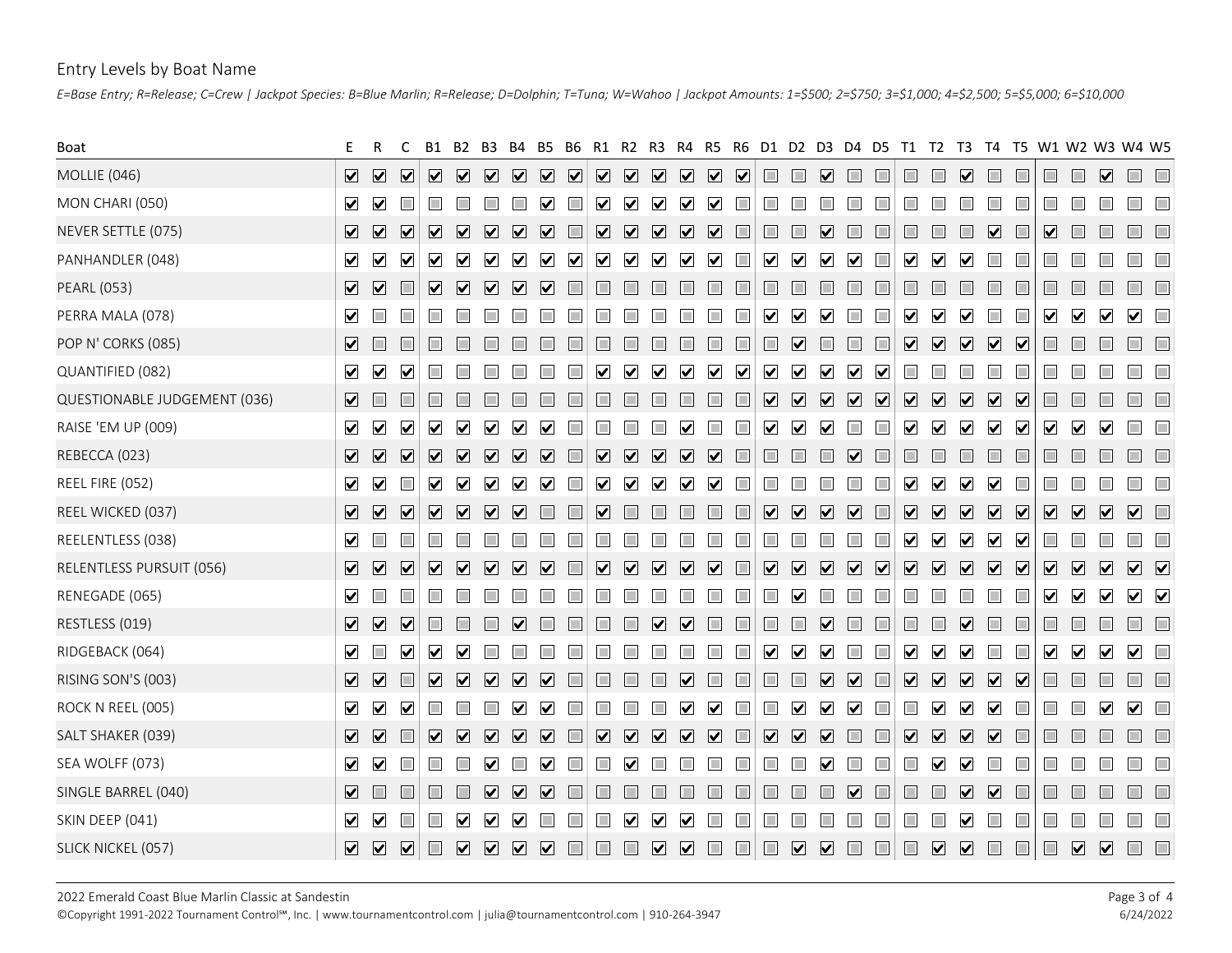## Entry Levels by Boat Name

*E=Base Entry; R=Release; C=Crew | Jackpot Species: B=Blue Marlin; R=Release; D=Dolphin; T=Tuna; W=Wahoo | Jackpot Amounts: 1=$500; 2=$750; 3=$1,000; 4=$2,500; 5=$5,000; 6=$10,000*

| Boat | E | R | C | B1 | B2 | B3 | B4 | B5 | B6 | R1 | R2 | R3 | R4 | R5 | R6 | D1 | D2 | D3 | D4 | D5 | T1 | T2 | T3 | T4 | T5 | W1 | W2 | W3 | W4 | W5 |
|---|---|---|---|---|---|---|---|---|---|---|---|---|---|---|---|---|---|---|---|---|---|---|---|---|---|---|---|---|---|---|
| MOLLIE (046) | ☑ | ☑ | ☑ | ☑ | ☑ | ☑ | ☑ | ☑ | ☑ | ☑ | ☑ | ☑ | ☑ | ☑ | ☑ | ☐ | ☐ | ☑ | ☐ | ☐ | ☐ | ☐ | ☑ | ☐ | ☐ | ☐ | ☐ | ☑ | ☐ | ☐ |
| MON CHARI (050) | ☑ | ☑ | ☐ | ☐ | ☐ | ☐ | ☐ | ☑ | ☐ | ☑ | ☑ | ☑ | ☑ | ☑ | ☐ | ☐ | ☐ | ☐ | ☐ | ☐ | ☐ | ☐ | ☐ | ☐ | ☐ | ☐ | ☐ | ☐ | ☐ | ☐ |
| NEVER SETTLE (075) | ☑ | ☑ | ☑ | ☑ | ☑ | ☑ | ☑ | ☑ | ☐ | ☑ | ☑ | ☑ | ☑ | ☑ | ☐ | ☐ | ☐ | ☑ | ☐ | ☐ | ☐ | ☐ | ☐ | ☑ | ☐ | ☑ | ☐ | ☐ | ☐ | ☐ |
| PANHANDLER (048) | ☑ | ☑ | ☑ | ☑ | ☑ | ☑ | ☑ | ☑ | ☑ | ☑ | ☑ | ☑ | ☑ | ☑ | ☐ | ☑ | ☑ | ☑ | ☑ | ☐ | ☑ | ☑ | ☑ | ☐ | ☐ | ☐ | ☐ | ☐ | ☐ | ☐ |
| PEARL (053) | ☑ | ☑ | ☐ | ☑ | ☑ | ☑ | ☑ | ☑ | ☐ | ☐ | ☐ | ☐ | ☐ | ☐ | ☐ | ☐ | ☐ | ☐ | ☐ | ☐ | ☐ | ☐ | ☐ | ☐ | ☐ | ☐ | ☐ | ☐ | ☐ | ☐ |
| PERRA MALA (078) | ☑ | ☐ | ☐ | ☐ | ☐ | ☐ | ☐ | ☐ | ☐ | ☐ | ☐ | ☐ | ☐ | ☐ | ☐ | ☑ | ☑ | ☑ | ☐ | ☐ | ☑ | ☑ | ☑ | ☐ | ☐ | ☑ | ☑ | ☑ | ☑ | ☐ |
| POP N' CORKS (085) | ☑ | ☐ | ☐ | ☐ | ☐ | ☐ | ☐ | ☐ | ☐ | ☐ | ☐ | ☐ | ☐ | ☐ | ☐ | ☐ | ☑ | ☐ | ☐ | ☐ | ☑ | ☑ | ☑ | ☑ | ☑ | ☐ | ☐ | ☐ | ☐ | ☐ |
| QUANTIFIED (082) | ☑ | ☑ | ☑ | ☐ | ☐ | ☐ | ☐ | ☐ | ☐ | ☑ | ☑ | ☑ | ☑ | ☑ | ☑ | ☑ | ☑ | ☑ | ☑ | ☑ | ☐ | ☐ | ☐ | ☐ | ☐ | ☐ | ☐ | ☐ | ☐ | ☐ |
| QUESTIONABLE JUDGEMENT (036) | ☑ | ☐ | ☐ | ☐ | ☐ | ☐ | ☐ | ☐ | ☐ | ☐ | ☐ | ☐ | ☐ | ☐ | ☐ | ☑ | ☑ | ☑ | ☑ | ☑ | ☑ | ☑ | ☑ | ☑ | ☑ | ☐ | ☐ | ☐ | ☐ | ☐ |
| RAISE 'EM UP (009) | ☑ | ☑ | ☑ | ☑ | ☑ | ☑ | ☑ | ☑ | ☐ | ☐ | ☐ | ☐ | ☑ | ☐ | ☐ | ☑ | ☑ | ☑ | ☐ | ☐ | ☑ | ☑ | ☑ | ☑ | ☑ | ☑ | ☑ | ☑ | ☐ | ☐ |
| REBECCA (023) | ☑ | ☑ | ☑ | ☑ | ☑ | ☑ | ☑ | ☑ | ☐ | ☑ | ☑ | ☑ | ☑ | ☑ | ☐ | ☐ | ☐ | ☐ | ☑ | ☐ | ☐ | ☐ | ☐ | ☐ | ☐ | ☐ | ☐ | ☐ | ☐ | ☐ |
| REEL FIRE (052) | ☑ | ☑ | ☐ | ☑ | ☑ | ☑ | ☑ | ☑ | ☐ | ☑ | ☑ | ☑ | ☑ | ☑ | ☐ | ☐ | ☐ | ☐ | ☐ | ☐ | ☑ | ☑ | ☑ | ☑ | ☐ | ☐ | ☐ | ☐ | ☐ | ☐ |
| REEL WICKED (037) | ☑ | ☑ | ☑ | ☑ | ☑ | ☑ | ☑ | ☐ | ☐ | ☑ | ☐ | ☐ | ☐ | ☐ | ☐ | ☑ | ☑ | ☑ | ☑ | ☐ | ☑ | ☑ | ☑ | ☑ | ☑ | ☑ | ☑ | ☑ | ☑ | ☐ |
| REELENTLESS (038) | ☑ | ☐ | ☐ | ☐ | ☐ | ☐ | ☐ | ☐ | ☐ | ☐ | ☐ | ☐ | ☐ | ☐ | ☐ | ☐ | ☐ | ☐ | ☐ | ☐ | ☑ | ☑ | ☑ | ☑ | ☑ | ☐ | ☐ | ☐ | ☐ | ☐ |
| RELENTLESS PURSUIT (056) | ☑ | ☑ | ☑ | ☑ | ☑ | ☑ | ☑ | ☑ | ☐ | ☑ | ☑ | ☑ | ☑ | ☑ | ☐ | ☑ | ☑ | ☑ | ☑ | ☑ | ☑ | ☑ | ☑ | ☑ | ☑ | ☑ | ☑ | ☑ | ☑ | ☑ |
| RENEGADE (065) | ☑ | ☐ | ☐ | ☐ | ☐ | ☐ | ☐ | ☐ | ☐ | ☐ | ☐ | ☐ | ☐ | ☐ | ☐ | ☐ | ☑ | ☐ | ☐ | ☐ | ☐ | ☐ | ☐ | ☐ | ☐ | ☑ | ☑ | ☑ | ☑ | ☑ |
| RESTLESS (019) | ☑ | ☑ | ☑ | ☐ | ☐ | ☐ | ☑ | ☐ | ☐ | ☐ | ☐ | ☑ | ☑ | ☐ | ☐ | ☐ | ☐ | ☑ | ☐ | ☐ | ☐ | ☐ | ☑ | ☐ | ☐ | ☐ | ☐ | ☐ | ☐ | ☐ |
| RIDGEBACK (064) | ☑ | ☐ | ☑ | ☑ | ☑ | ☐ | ☐ | ☐ | ☐ | ☐ | ☐ | ☐ | ☐ | ☐ | ☐ | ☑ | ☑ | ☑ | ☐ | ☐ | ☑ | ☑ | ☑ | ☐ | ☐ | ☑ | ☑ | ☑ | ☑ | ☐ |
| RISING SON'S (003) | ☑ | ☑ | ☐ | ☑ | ☑ | ☑ | ☑ | ☑ | ☐ | ☐ | ☐ | ☐ | ☑ | ☐ | ☐ | ☐ | ☐ | ☑ | ☑ | ☐ | ☑ | ☑ | ☑ | ☑ | ☑ | ☐ | ☐ | ☐ | ☐ | ☐ |
| ROCK N REEL (005) | ☑ | ☑ | ☑ | ☐ | ☐ | ☐ | ☑ | ☑ | ☐ | ☐ | ☐ | ☐ | ☑ | ☑ | ☐ | ☐ | ☑ | ☑ | ☑ | ☐ | ☐ | ☑ | ☑ | ☑ | ☐ | ☐ | ☐ | ☑ | ☑ | ☐ |
| SALT SHAKER (039) | ☑ | ☑ | ☐ | ☑ | ☑ | ☑ | ☑ | ☑ | ☐ | ☑ | ☑ | ☑ | ☑ | ☑ | ☐ | ☑ | ☑ | ☑ | ☐ | ☐ | ☑ | ☑ | ☑ | ☑ | ☐ | ☐ | ☐ | ☐ | ☐ | ☐ |
| SEA WOLFF (073) | ☑ | ☑ | ☐ | ☐ | ☐ | ☑ | ☐ | ☑ | ☐ | ☐ | ☑ | ☐ | ☐ | ☐ | ☐ | ☐ | ☐ | ☑ | ☐ | ☐ | ☐ | ☑ | ☑ | ☐ | ☐ | ☐ | ☐ | ☐ | ☐ | ☐ |
| SINGLE BARREL (040) | ☑ | ☐ | ☐ | ☐ | ☐ | ☑ | ☑ | ☑ | ☐ | ☐ | ☐ | ☐ | ☐ | ☐ | ☐ | ☐ | ☐ | ☐ | ☑ | ☐ | ☐ | ☐ | ☑ | ☑ | ☐ | ☐ | ☐ | ☐ | ☐ | ☐ |
| SKIN DEEP (041) | ☑ | ☑ | ☐ | ☐ | ☑ | ☑ | ☑ | ☐ | ☐ | ☐ | ☑ | ☑ | ☑ | ☐ | ☐ | ☐ | ☐ | ☐ | ☐ | ☐ | ☐ | ☐ | ☑ | ☐ | ☐ | ☐ | ☐ | ☐ | ☐ | ☐ |
| SLICK NICKEL (057) | ☑ | ☑ | ☑ | ☐ | ☑ | ☑ | ☑ | ☑ | ☐ | ☐ | ☐ | ☑ | ☑ | ☐ | ☐ | ☐ | ☑ | ☑ | ☐ | ☐ | ☐ | ☑ | ☑ | ☐ | ☐ | ☐ | ☑ | ☑ | ☐ | ☐ |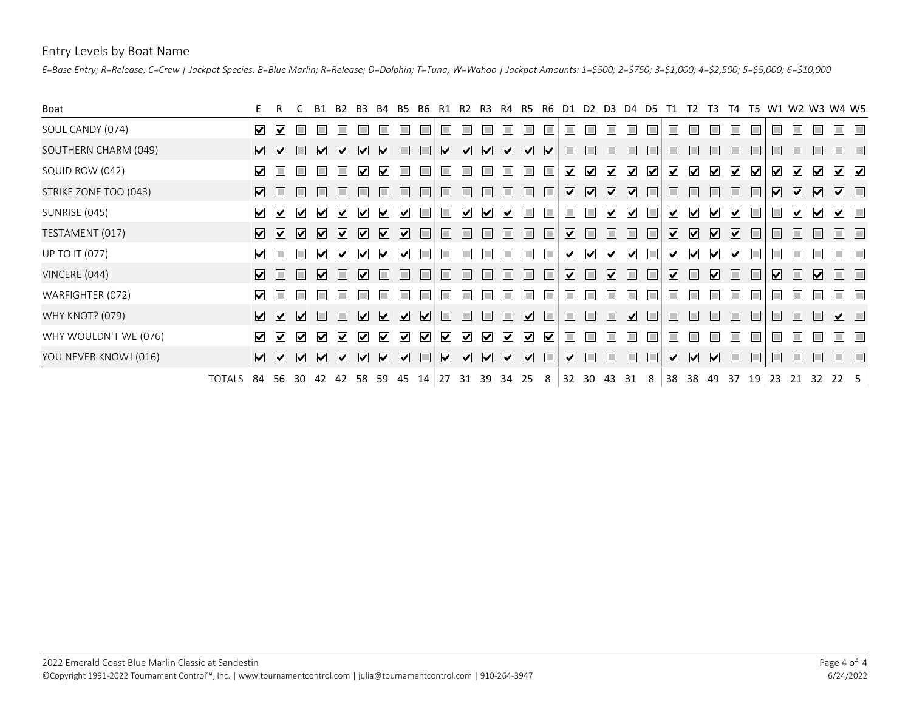## Entry Levels by Boat Name

*E=Base Entry; R=Release; C=Crew | Jackpot Species: B=Blue Marlin; R=Release; D=Dolphin; T=Tuna; W=Wahoo | Jackpot Amounts: 1=$500; 2=$750; 3=$1,000; 4=$2,500; 5=$5,000; 6=$10,000*

| Boat | E | R | C | B1 | B2 | B3 | B4 | B5 | B6 | R1 | R2 | R3 | R4 | R5 | R6 | D1 | D2 | D3 | D4 | D5 | T1 | T2 | T3 | T4 | T5 | W1 | W2 | W3 | W4 | W5 |
|---|---|---|---|---|---|---|---|---|---|---|---|---|---|---|---|---|---|---|---|---|---|---|---|---|---|---|---|---|---|---|
| SOUL CANDY (074) | ☑ | ☑ | ☐ | ☐ | ☐ | ☐ | ☐ | ☐ | ☐ | ☐ | ☐ | ☐ | ☐ | ☐ | ☐ | ☐ | ☐ | ☐ | ☐ | ☐ | ☐ | ☐ | ☐ | ☐ | ☐ | ☐ | ☐ | ☐ | ☐ | ☐ |
| SOUTHERN CHARM (049) | ☑ | ☑ | ☐ | ☑ | ☑ | ☑ | ☑ | ☐ | ☐ | ☑ | ☑ | ☑ | ☑ | ☑ | ☑ | ☐ | ☐ | ☐ | ☐ | ☐ | ☐ | ☐ | ☐ | ☐ | ☐ | ☐ | ☐ | ☐ | ☐ | ☐ |
| SQUID ROW (042) | ☑ | ☐ | ☐ | ☐ | ☐ | ☑ | ☑ | ☐ | ☐ | ☐ | ☐ | ☐ | ☐ | ☐ | ☐ | ☑ | ☑ | ☑ | ☑ | ☑ | ☑ | ☑ | ☑ | ☑ | ☑ | ☑ | ☑ | ☑ | ☑ | ☑ |
| STRIKE ZONE TOO (043) | ☑ | ☐ | ☐ | ☐ | ☐ | ☐ | ☐ | ☐ | ☐ | ☐ | ☐ | ☐ | ☐ | ☐ | ☐ | ☑ | ☑ | ☑ | ☑ | ☐ | ☐ | ☐ | ☐ | ☐ | ☐ | ☑ | ☑ | ☑ | ☑ | ☐ |
| SUNRISE (045) | ☑ | ☑ | ☑ | ☑ | ☑ | ☑ | ☑ | ☑ | ☐ | ☐ | ☑ | ☑ | ☑ | ☐ | ☐ | ☐ | ☐ | ☑ | ☑ | ☐ | ☑ | ☑ | ☑ | ☑ | ☐ | ☐ | ☑ | ☑ | ☑ | ☐ |
| TESTAMENT (017) | ☑ | ☑ | ☑ | ☑ | ☑ | ☑ | ☑ | ☑ | ☐ | ☐ | ☐ | ☐ | ☐ | ☐ | ☐ | ☑ | ☐ | ☐ | ☐ | ☐ | ☑ | ☑ | ☑ | ☑ | ☐ | ☐ | ☐ | ☐ | ☐ | ☐ |
| UP TO IT (077) | ☑ | ☐ | ☐ | ☑ | ☑ | ☑ | ☑ | ☑ | ☐ | ☐ | ☐ | ☐ | ☐ | ☐ | ☐ | ☑ | ☑ | ☑ | ☑ | ☐ | ☑ | ☑ | ☑ | ☑ | ☐ | ☐ | ☐ | ☐ | ☐ | ☐ |
| VINCERE (044) | ☑ | ☐ | ☐ | ☑ | ☐ | ☑ | ☐ | ☐ | ☐ | ☐ | ☐ | ☐ | ☐ | ☐ | ☐ | ☑ | ☐ | ☑ | ☐ | ☐ | ☑ | ☐ | ☑ | ☐ | ☐ | ☑ | ☐ | ☑ | ☐ | ☐ |
| WARFIGHTER (072) | ☑ | ☐ | ☐ | ☐ | ☐ | ☐ | ☐ | ☐ | ☐ | ☐ | ☐ | ☐ | ☐ | ☐ | ☐ | ☐ | ☐ | ☐ | ☐ | ☐ | ☐ | ☐ | ☐ | ☐ | ☐ | ☐ | ☐ | ☐ | ☐ | ☐ |
| WHY KNOT? (079) | ☑ | ☑ | ☑ | ☐ | ☐ | ☑ | ☑ | ☑ | ☑ | ☐ | ☐ | ☐ | ☐ | ☑ | ☐ | ☐ | ☐ | ☐ | ☑ | ☐ | ☐ | ☐ | ☐ | ☐ | ☐ | ☐ | ☐ | ☐ | ☑ | ☐ |
| WHY WOULDN'T WE (076) | ☑ | ☑ | ☑ | ☑ | ☑ | ☑ | ☑ | ☑ | ☑ | ☑ | ☑ | ☑ | ☑ | ☑ | ☑ | ☐ | ☐ | ☐ | ☐ | ☐ | ☐ | ☐ | ☐ | ☐ | ☐ | ☐ | ☐ | ☐ | ☐ | ☐ |
| YOU NEVER KNOW! (016) | ☑ | ☑ | ☑ | ☑ | ☑ | ☑ | ☑ | ☑ | ☐ | ☑ | ☑ | ☑ | ☑ | ☑ | ☐ | ☑ | ☐ | ☐ | ☐ | ☐ | ☑ | ☑ | ☑ | ☐ | ☐ | ☐ | ☐ | ☐ | ☐ | ☐ |
| TOTALS | 84 | 56 | 30 | 42 | 42 | 58 | 59 | 45 | 14 | 27 | 31 | 39 | 34 | 25 | 8 | 32 | 30 | 43 | 31 | 8 | 38 | 38 | 49 | 37 | 19 | 23 | 21 | 32 | 22 | 5 |

2022 Emerald Coast Blue Marlin Classic at Sandestin

©Copyright 1991-2022 Tournament Control℠, Inc. | www.tournamentcontrol.com | julia@tournamentcontrol.com | 910-264-3947

6/24/2022